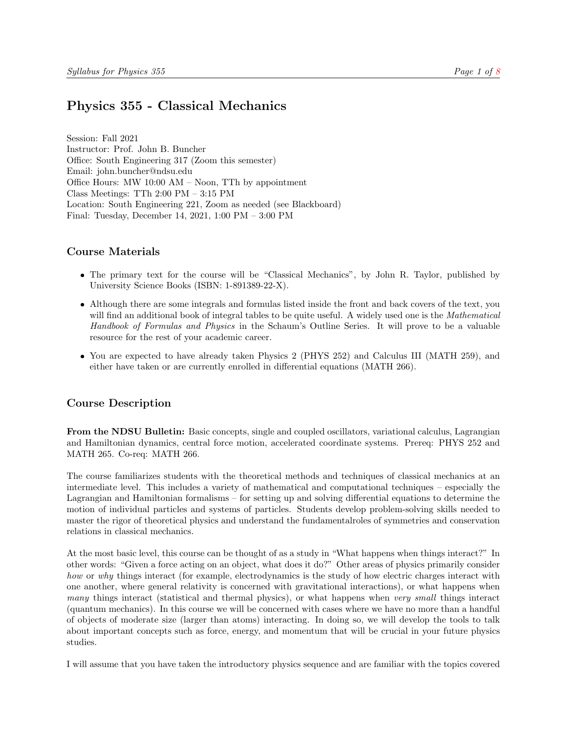# Physics 355 - Classical Mechanics

Session: Fall 2021
Instructor: Prof. John B. Buncher
Office: South Engineering 317 (Zoom this semester)
Email: john.buncher@ndsu.edu
Office Hours: MW 10:00 AM – Noon, TTh by appointment
Class Meetings: TTh 2:00 PM – 3:15 PM
Location: South Engineering 221, Zoom as needed (see Blackboard)
Final: Tuesday, December 14, 2021, 1:00 PM – 3:00 PM

## Course Materials

- The primary text for the course will be "Classical Mechanics", by John R. Taylor, published by University Science Books (ISBN: 1-891389-22-X).
- Although there are some integrals and formulas listed inside the front and back covers of the text, you will find an additional book of integral tables to be quite useful. A widely used one is the *Mathematical Handbook of Formulas and Physics* in the Schaum's Outline Series. It will prove to be a valuable resource for the rest of your academic career.
- You are expected to have already taken Physics 2 (PHYS 252) and Calculus III (MATH 259), and either have taken or are currently enrolled in differential equations (MATH 266).

## Course Description

**From the NDSU Bulletin:** Basic concepts, single and coupled oscillators, variational calculus, Lagrangian and Hamiltonian dynamics, central force motion, accelerated coordinate systems. Prereq: PHYS 252 and MATH 265. Co-req: MATH 266.

The course familiarizes students with the theoretical methods and techniques of classical mechanics at an intermediate level. This includes a variety of mathematical and computational techniques – especially the Lagrangian and Hamiltonian formalisms – for setting up and solving differential equations to determine the motion of individual particles and systems of particles. Students develop problem-solving skills needed to master the rigor of theoretical physics and understand the fundamentalroles of symmetries and conservation relations in classical mechanics.

At the most basic level, this course can be thought of as a study in "What happens when things interact?" In other words: "Given a force acting on an object, what does it do?" Other areas of physics primarily consider *how* or *why* things interact (for example, electrodynamics is the study of how electric charges interact with one another, where general relativity is concerned with gravitational interactions), or what happens when *many* things interact (statistical and thermal physics), or what happens when *very small* things interact (quantum mechanics). In this course we will be concerned with cases where we have no more than a handful of objects of moderate size (larger than atoms) interacting. In doing so, we will develop the tools to talk about important concepts such as force, energy, and momentum that will be crucial in your future physics studies.

I will assume that you have taken the introductory physics sequence and are familiar with the topics covered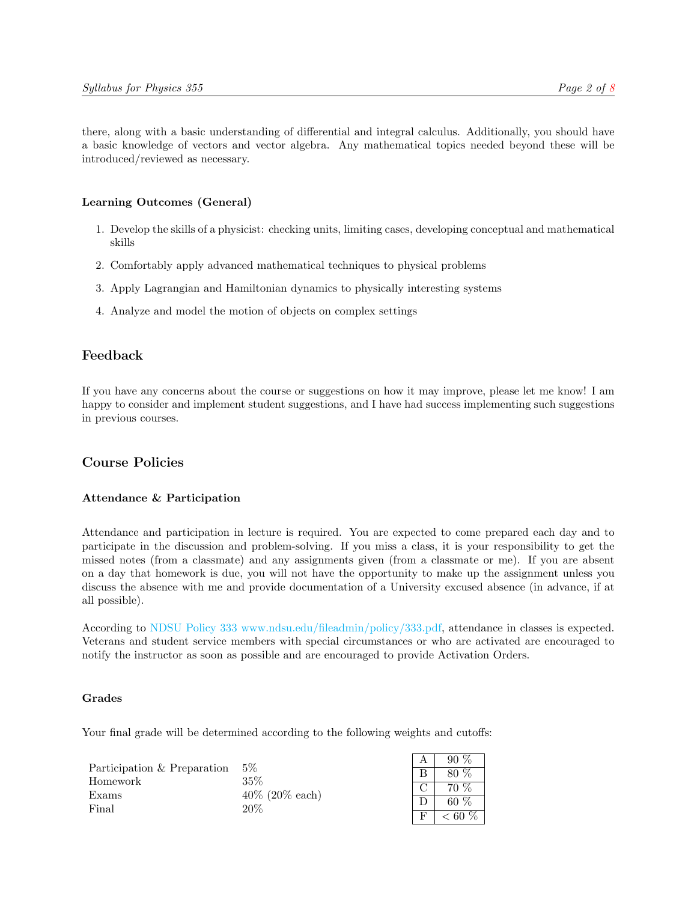there, along with a basic understanding of differential and integral calculus. Additionally, you should have a basic knowledge of vectors and vector algebra. Any mathematical topics needed beyond these will be introduced/reviewed as necessary.

### Learning Outcomes (General)

1. Develop the skills of a physicist: checking units, limiting cases, developing conceptual and mathematical skills
2. Comfortably apply advanced mathematical techniques to physical problems
3. Apply Lagrangian and Hamiltonian dynamics to physically interesting systems
4. Analyze and model the motion of objects on complex settings

## Feedback

If you have any concerns about the course or suggestions on how it may improve, please let me know! I am happy to consider and implement student suggestions, and I have had success implementing such suggestions in previous courses.

## Course Policies

### Attendance & Participation

Attendance and participation in lecture is required. You are expected to come prepared each day and to participate in the discussion and problem-solving. If you miss a class, it is your responsibility to get the missed notes (from a classmate) and any assignments given (from a classmate or me). If you are absent on a day that homework is due, you will not have the opportunity to make up the assignment unless you discuss the absence with me and provide documentation of a University excused absence (in advance, if at all possible).

According to NDSU Policy 333 www.ndsu.edu/fileadmin/policy/333.pdf, attendance in classes is expected. Veterans and student service members with special circumstances or who are activated are encouraged to notify the instructor as soon as possible and are encouraged to provide Activation Orders.

### Grades

Your final grade will be determined according to the following weights and cutoffs:

| Component | Weight |
|---|---|
| Participation & Preparation | 5% |
| Homework | 35% |
| Exams | 40% (20% each) |
| Final | 20% |

| Grade | Cutoff |
|---|---|
| A | 90 % |
| B | 80 % |
| C | 70 % |
| D | 60 % |
| F | < 60 % |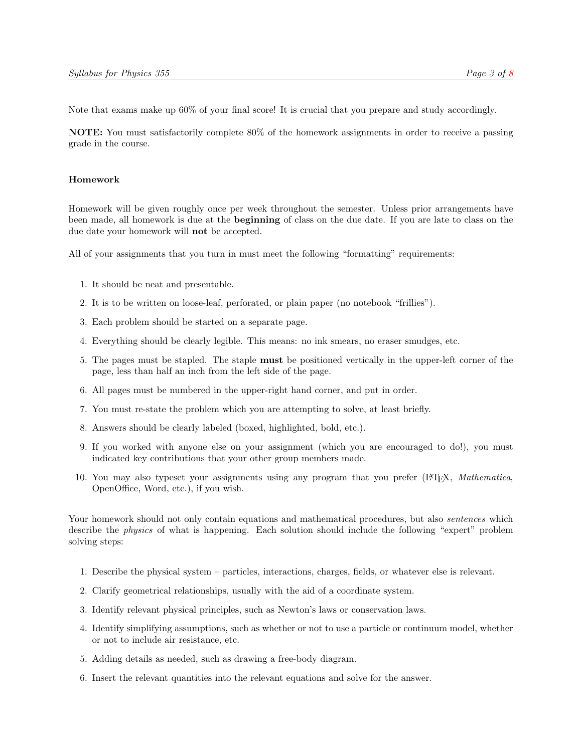Note that exams make up 60% of your final score! It is crucial that you prepare and study accordingly.

**NOTE:** You must satisfactorily complete 80% of the homework assignments in order to receive a passing grade in the course.

### Homework

Homework will be given roughly once per week throughout the semester. Unless prior arrangements have been made, all homework is due at the **beginning** of class on the due date. If you are late to class on the due date your homework will **not** be accepted.

All of your assignments that you turn in must meet the following "formatting" requirements:

1. It should be neat and presentable.
2. It is to be written on loose-leaf, perforated, or plain paper (no notebook "frillies").
3. Each problem should be started on a separate page.
4. Everything should be clearly legible. This means: no ink smears, no eraser smudges, etc.
5. The pages must be stapled. The staple **must** be positioned vertically in the upper-left corner of the page, less than half an inch from the left side of the page.
6. All pages must be numbered in the upper-right hand corner, and put in order.
7. You must re-state the problem which you are attempting to solve, at least briefly.
8. Answers should be clearly labeled (boxed, highlighted, bold, etc.).
9. If you worked with anyone else on your assignment (which you are encouraged to do!), you must indicated key contributions that your other group members made.
10. You may also typeset your assignments using any program that you prefer (LaTeX, *Mathematica*, OpenOffice, Word, etc.), if you wish.

Your homework should not only contain equations and mathematical procedures, but also *sentences* which describe the *physics* of what is happening. Each solution should include the following "expert" problem solving steps:

1. Describe the physical system – particles, interactions, charges, fields, or whatever else is relevant.
2. Clarify geometrical relationships, usually with the aid of a coordinate system.
3. Identify relevant physical principles, such as Newton's laws or conservation laws.
4. Identify simplifying assumptions, such as whether or not to use a particle or continuum model, whether or not to include air resistance, etc.
5. Adding details as needed, such as drawing a free-body diagram.
6. Insert the relevant quantities into the relevant equations and solve for the answer.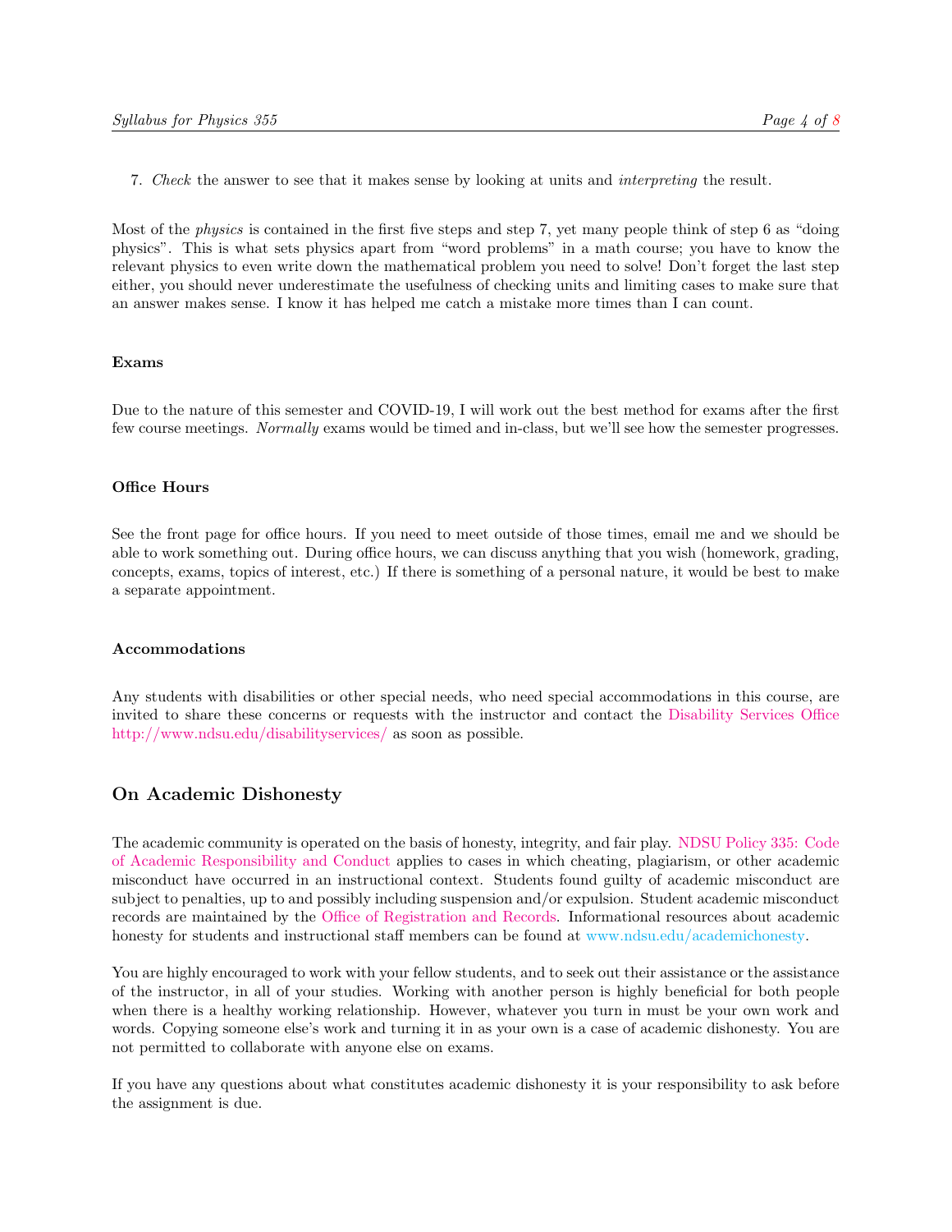7. *Check* the answer to see that it makes sense by looking at units and *interpreting* the result.

Most of the *physics* is contained in the first five steps and step 7, yet many people think of step 6 as "doing physics". This is what sets physics apart from "word problems" in a math course; you have to know the relevant physics to even write down the mathematical problem you need to solve! Don't forget the last step either, you should never underestimate the usefulness of checking units and limiting cases to make sure that an answer makes sense. I know it has helped me catch a mistake more times than I can count.

#### Exams

Due to the nature of this semester and COVID-19, I will work out the best method for exams after the first few course meetings. *Normally* exams would be timed and in-class, but we'll see how the semester progresses.

#### Office Hours

See the front page for office hours. If you need to meet outside of those times, email me and we should be able to work something out. During office hours, we can discuss anything that you wish (homework, grading, concepts, exams, topics of interest, etc.) If there is something of a personal nature, it would be best to make a separate appointment.

#### Accommodations

Any students with disabilities or other special needs, who need special accommodations in this course, are invited to share these concerns or requests with the instructor and contact the Disability Services Office http://www.ndsu.edu/disabilityservices/ as soon as possible.

## On Academic Dishonesty

The academic community is operated on the basis of honesty, integrity, and fair play. NDSU Policy 335: Code of Academic Responsibility and Conduct applies to cases in which cheating, plagiarism, or other academic misconduct have occurred in an instructional context. Students found guilty of academic misconduct are subject to penalties, up to and possibly including suspension and/or expulsion. Student academic misconduct records are maintained by the Office of Registration and Records. Informational resources about academic honesty for students and instructional staff members can be found at www.ndsu.edu/academichonesty.

You are highly encouraged to work with your fellow students, and to seek out their assistance or the assistance of the instructor, in all of your studies. Working with another person is highly beneficial for both people when there is a healthy working relationship. However, whatever you turn in must be your own work and words. Copying someone else's work and turning it in as your own is a case of academic dishonesty. You are not permitted to collaborate with anyone else on exams.

If you have any questions about what constitutes academic dishonesty it is your responsibility to ask before the assignment is due.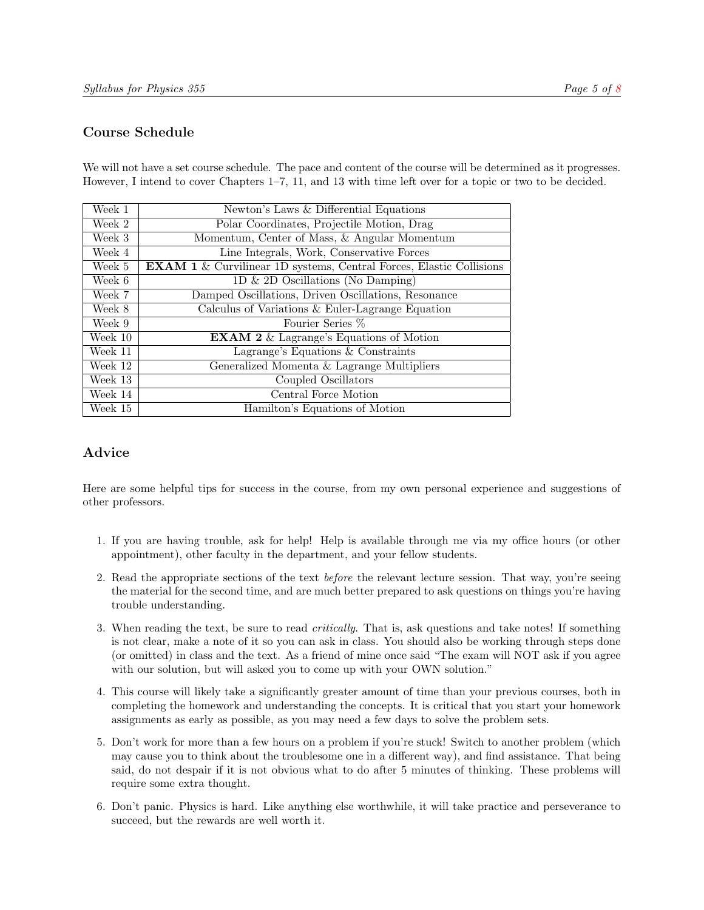## Course Schedule

We will not have a set course schedule. The pace and content of the course will be determined as it progresses. However, I intend to cover Chapters 1–7, 11, and 13 with time left over for a topic or two to be decided.

| Week | Topic |
|---|---|
| Week 1 | Newton's Laws & Differential Equations |
| Week 2 | Polar Coordinates, Projectile Motion, Drag |
| Week 3 | Momentum, Center of Mass, & Angular Momentum |
| Week 4 | Line Integrals, Work, Conservative Forces |
| Week 5 | **EXAM 1** & Curvilinear 1D systems, Central Forces, Elastic Collisions |
| Week 6 | 1D & 2D Oscillations (No Damping) |
| Week 7 | Damped Oscillations, Driven Oscillations, Resonance |
| Week 8 | Calculus of Variations & Euler-Lagrange Equation |
| Week 9 | Fourier Series % |
| Week 10 | **EXAM 2** & Lagrange's Equations of Motion |
| Week 11 | Lagrange's Equations & Constraints |
| Week 12 | Generalized Momenta & Lagrange Multipliers |
| Week 13 | Coupled Oscillators |
| Week 14 | Central Force Motion |
| Week 15 | Hamilton's Equations of Motion |

## Advice

Here are some helpful tips for success in the course, from my own personal experience and suggestions of other professors.

1. If you are having trouble, ask for help! Help is available through me via my office hours (or other appointment), other faculty in the department, and your fellow students.
2. Read the appropriate sections of the text *before* the relevant lecture session. That way, you're seeing the material for the second time, and are much better prepared to ask questions on things you're having trouble understanding.
3. When reading the text, be sure to read *critically*. That is, ask questions and take notes! If something is not clear, make a note of it so you can ask in class. You should also be working through steps done (or omitted) in class and the text. As a friend of mine once said "The exam will NOT ask if you agree with our solution, but will asked you to come up with your OWN solution."
4. This course will likely take a significantly greater amount of time than your previous courses, both in completing the homework and understanding the concepts. It is critical that you start your homework assignments as early as possible, as you may need a few days to solve the problem sets.
5. Don't work for more than a few hours on a problem if you're stuck! Switch to another problem (which may cause you to think about the troublesome one in a different way), and find assistance. That being said, do not despair if it is not obvious what to do after 5 minutes of thinking. These problems will require some extra thought.
6. Don't panic. Physics is hard. Like anything else worthwhile, it will take practice and perseverance to succeed, but the rewards are well worth it.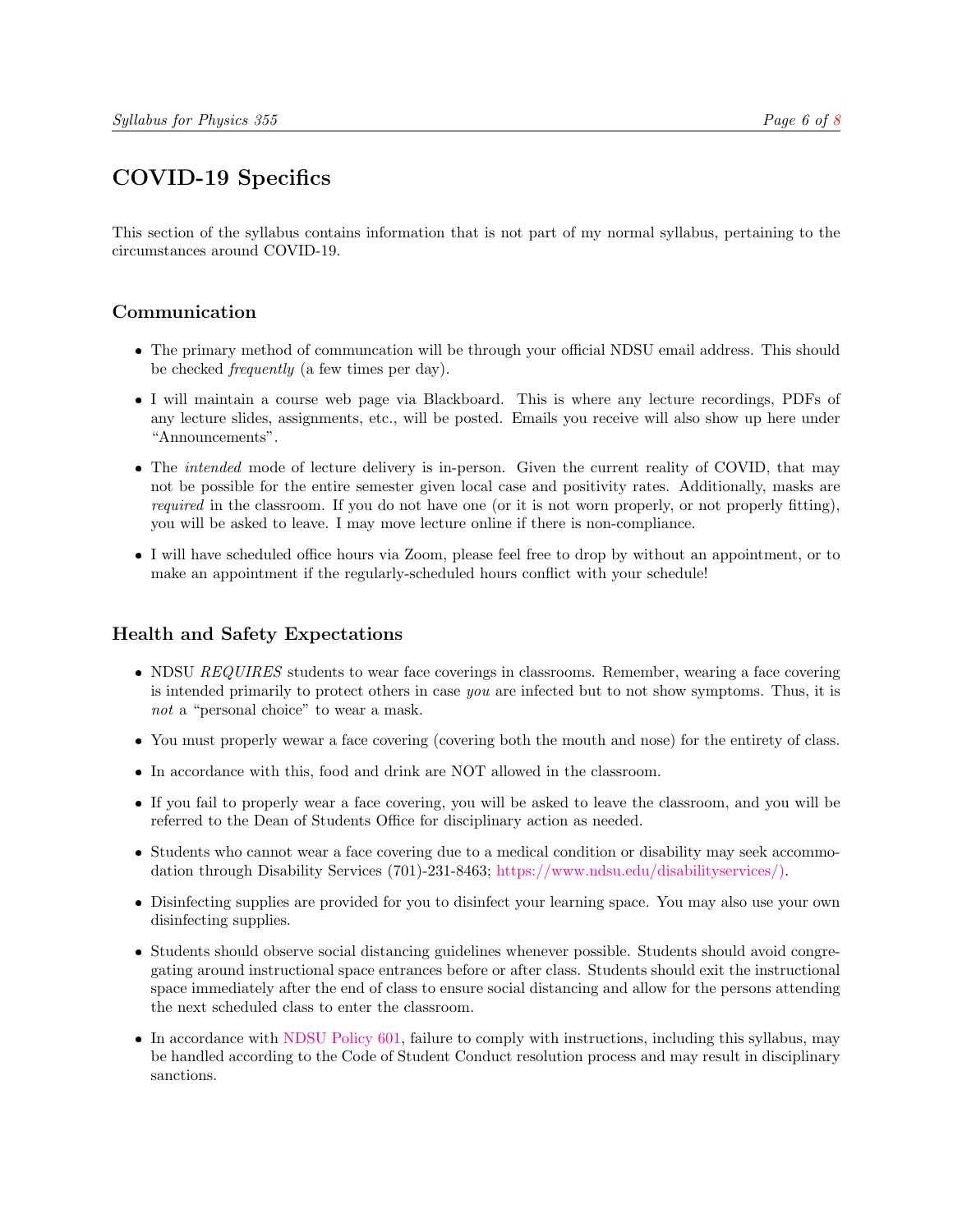# COVID-19 Specifics

This section of the syllabus contains information that is not part of my normal syllabus, pertaining to the circumstances around COVID-19.

## Communication

- The primary method of communcation will be through your official NDSU email address. This should be checked *frequently* (a few times per day).
- I will maintain a course web page via Blackboard. This is where any lecture recordings, PDFs of any lecture slides, assignments, etc., will be posted. Emails you receive will also show up here under "Announcements".
- The *intended* mode of lecture delivery is in-person. Given the current reality of COVID, that may not be possible for the entire semester given local case and positivity rates. Additionally, masks are *required* in the classroom. If you do not have one (or it is not worn properly, or not properly fitting), you will be asked to leave. I may move lecture online if there is non-compliance.
- I will have scheduled office hours via Zoom, please feel free to drop by without an appointment, or to make an appointment if the regularly-scheduled hours conflict with your schedule!

## Health and Safety Expectations

- NDSU *REQUIRES* students to wear face coverings in classrooms. Remember, wearing a face covering is intended primarily to protect others in case *you* are infected but to not show symptoms. Thus, it is *not* a "personal choice" to wear a mask.
- You must properly wewar a face covering (covering both the mouth and nose) for the entirety of class.
- In accordance with this, food and drink are NOT allowed in the classroom.
- If you fail to properly wear a face covering, you will be asked to leave the classroom, and you will be referred to the Dean of Students Office for disciplinary action as needed.
- Students who cannot wear a face covering due to a medical condition or disability may seek accommodation through Disability Services (701)-231-8463; https://www.ndsu.edu/disabilityservices/).
- Disinfecting supplies are provided for you to disinfect your learning space. You may also use your own disinfecting supplies.
- Students should observe social distancing guidelines whenever possible. Students should avoid congregating around instructional space entrances before or after class. Students should exit the instructional space immediately after the end of class to ensure social distancing and allow for the persons attending the next scheduled class to enter the classroom.
- In accordance with NDSU Policy 601, failure to comply with instructions, including this syllabus, may be handled according to the Code of Student Conduct resolution process and may result in disciplinary sanctions.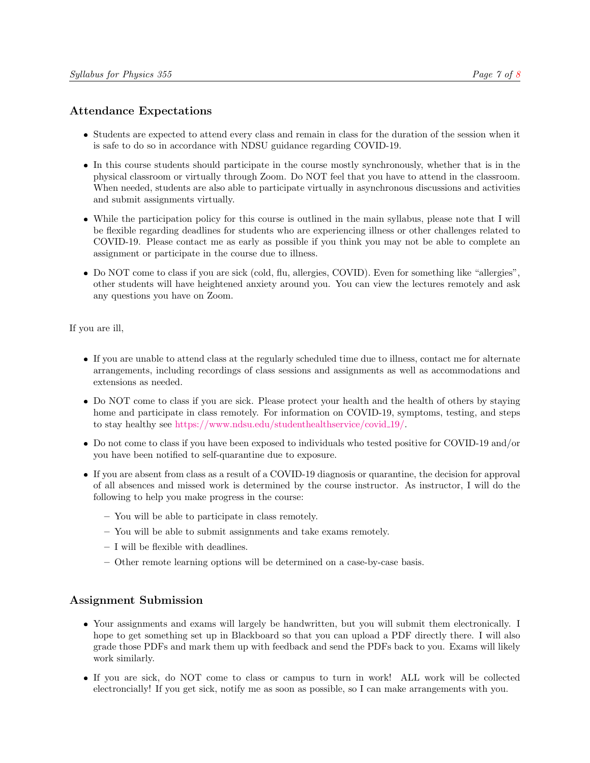## Attendance Expectations

- Students are expected to attend every class and remain in class for the duration of the session when it is safe to do so in accordance with NDSU guidance regarding COVID-19.
- In this course students should participate in the course mostly synchronously, whether that is in the physical classroom or virtually through Zoom. Do NOT feel that you have to attend in the classroom. When needed, students are also able to participate virtually in asynchronous discussions and activities and submit assignments virtually.
- While the participation policy for this course is outlined in the main syllabus, please note that I will be flexible regarding deadlines for students who are experiencing illness or other challenges related to COVID-19. Please contact me as early as possible if you think you may not be able to complete an assignment or participate in the course due to illness.
- Do NOT come to class if you are sick (cold, flu, allergies, COVID). Even for something like "allergies", other students will have heightened anxiety around you. You can view the lectures remotely and ask any questions you have on Zoom.

If you are ill,

- If you are unable to attend class at the regularly scheduled time due to illness, contact me for alternate arrangements, including recordings of class sessions and assignments as well as accommodations and extensions as needed.
- Do NOT come to class if you are sick. Please protect your health and the health of others by staying home and participate in class remotely. For information on COVID-19, symptoms, testing, and steps to stay healthy see https://www.ndsu.edu/studenthealthservice/covid_19/.
- Do not come to class if you have been exposed to individuals who tested positive for COVID-19 and/or you have been notified to self-quarantine due to exposure.
- If you are absent from class as a result of a COVID-19 diagnosis or quarantine, the decision for approval of all absences and missed work is determined by the course instructor. As instructor, I will do the following to help you make progress in the course:
  - You will be able to participate in class remotely.
  - You will be able to submit assignments and take exams remotely.
  - I will be flexible with deadlines.
  - Other remote learning options will be determined on a case-by-case basis.

## Assignment Submission

- Your assignments and exams will largely be handwritten, but you will submit them electronically. I hope to get something set up in Blackboard so that you can upload a PDF directly there. I will also grade those PDFs and mark them up with feedback and send the PDFs back to you. Exams will likely work similarly.
- If you are sick, do NOT come to class or campus to turn in work! ALL work will be collected electroncially! If you get sick, notify me as soon as possible, so I can make arrangements with you.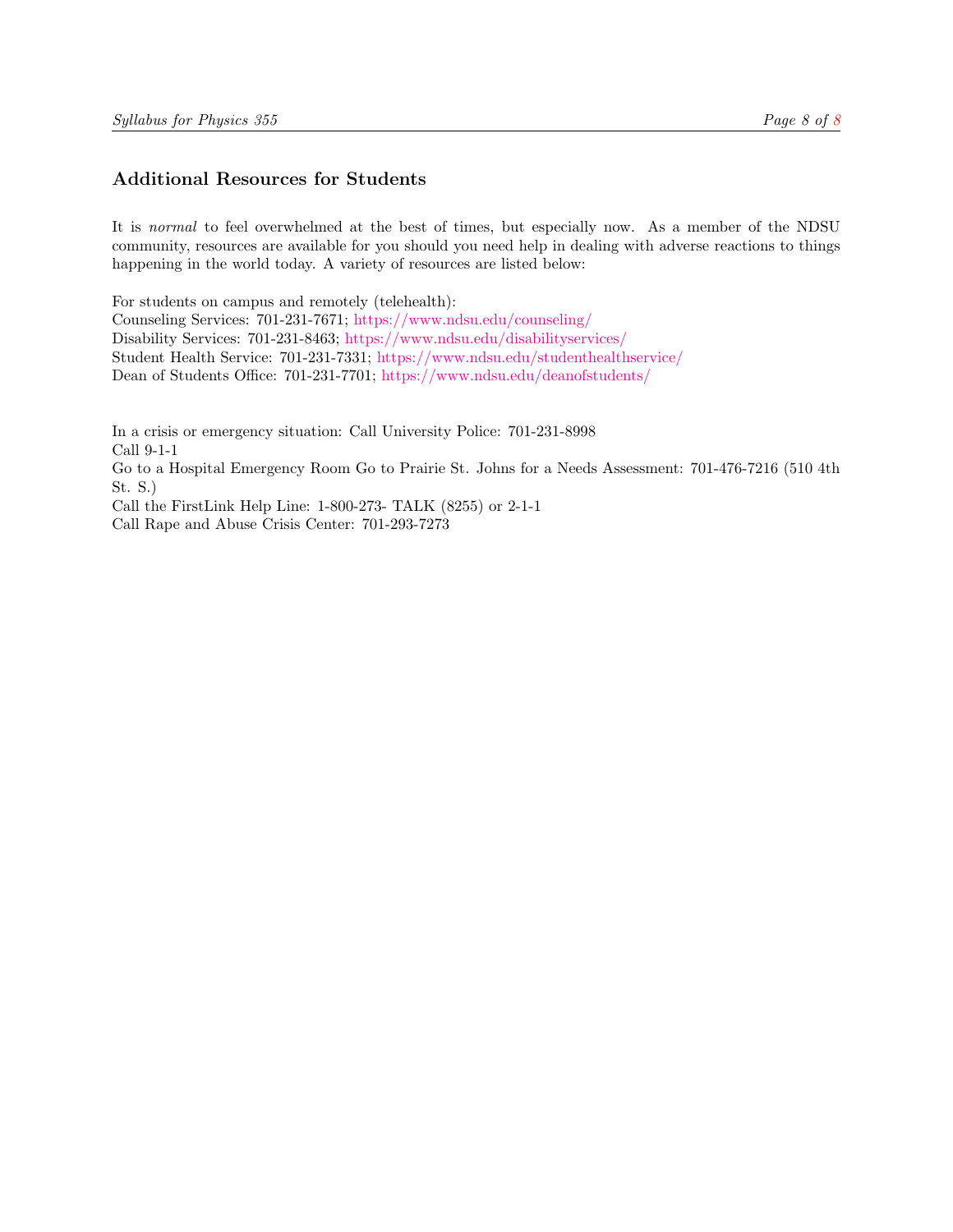## Additional Resources for Students

It is *normal* to feel overwhelmed at the best of times, but especially now. As a member of the NDSU community, resources are available for you should you need help in dealing with adverse reactions to things happening in the world today. A variety of resources are listed below:

For students on campus and remotely (telehealth):
Counseling Services: 701-231-7671; https://www.ndsu.edu/counseling/
Disability Services: 701-231-8463; https://www.ndsu.edu/disabilityservices/
Student Health Service: 701-231-7331; https://www.ndsu.edu/studenthealthservice/
Dean of Students Office: 701-231-7701; https://www.ndsu.edu/deanofstudents/

In a crisis or emergency situation: Call University Police: 701-231-8998
Call 9-1-1
Go to a Hospital Emergency Room Go to Prairie St. Johns for a Needs Assessment: 701-476-7216 (510 4th St. S.)
Call the FirstLink Help Line: 1-800-273- TALK (8255) or 2-1-1
Call Rape and Abuse Crisis Center: 701-293-7273